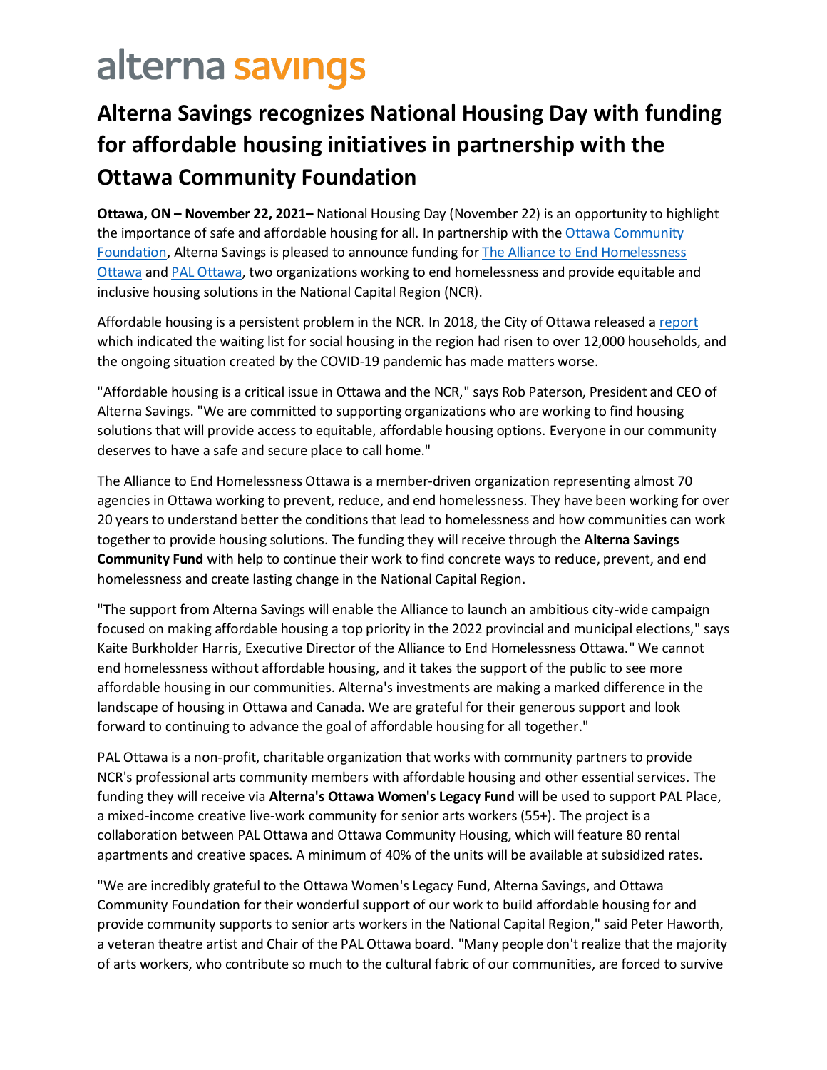alterna savings

# Alterna Savings recognizes National Housing Day with funding for affordable housing initiatives in partnership with the Ottawa Community Foundation

**Ottawa, ON – November 22, 2021–** National Housing Day (November 22) is an opportunity to highlight the importance of safe and affordable housing for all. In partnership with the Ottawa Community Foundation, Alterna Savings is pleased to announce funding for The Alliance to End Homelessness Ottawa and PAL Ottawa, two organizations working to end homelessness and provide equitable and inclusive housing solutions in the National Capital Region (NCR).

Affordable housing is a persistent problem in the NCR. In 2018, the City of Ottawa released a report which indicated the waiting list for social housing in the region had risen to over 12,000 households, and the ongoing situation created by the COVID-19 pandemic has made matters worse.

"Affordable housing is a critical issue in Ottawa and the NCR," says Rob Paterson, President and CEO of Alterna Savings. "We are committed to supporting organizations who are working to find housing solutions that will provide access to equitable, affordable housing options. Everyone in our community deserves to have a safe and secure place to call home."

The Alliance to End Homelessness Ottawa is a member-driven organization representing almost 70 agencies in Ottawa working to prevent, reduce, and end homelessness. They have been working for over 20 years to understand better the conditions that lead to homelessness and how communities can work together to provide housing solutions. The funding they will receive through the **Alterna Savings Community Fund** with help to continue their work to find concrete ways to reduce, prevent, and end homelessness and create lasting change in the National Capital Region.

"The support from Alterna Savings will enable the Alliance to launch an ambitious city-wide campaign focused on making affordable housing a top priority in the 2022 provincial and municipal elections," says Kaite Burkholder Harris, Executive Director of the Alliance to End Homelessness Ottawa." We cannot end homelessness without affordable housing, and it takes the support of the public to see more affordable housing in our communities. Alterna's investments are making a marked difference in the landscape of housing in Ottawa and Canada. We are grateful for their generous support and look forward to continuing to advance the goal of affordable housing for all together."

PAL Ottawa is a non-profit, charitable organization that works with community partners to provide NCR's professional arts community members with affordable housing and other essential services. The funding they will receive via **Alterna's Ottawa Women's Legacy Fund** will be used to support PAL Place, a mixed-income creative live-work community for senior arts workers (55+). The project is a collaboration between PAL Ottawa and Ottawa Community Housing, which will feature 80 rental apartments and creative spaces. A minimum of 40% of the units will be available at subsidized rates.

"We are incredibly grateful to the Ottawa Women's Legacy Fund, Alterna Savings, and Ottawa Community Foundation for their wonderful support of our work to build affordable housing for and provide community supports to senior arts workers in the National Capital Region," said Peter Haworth, a veteran theatre artist and Chair of the PAL Ottawa board. "Many people don't realize that the majority of arts workers, who contribute so much to the cultural fabric of our communities, are forced to survive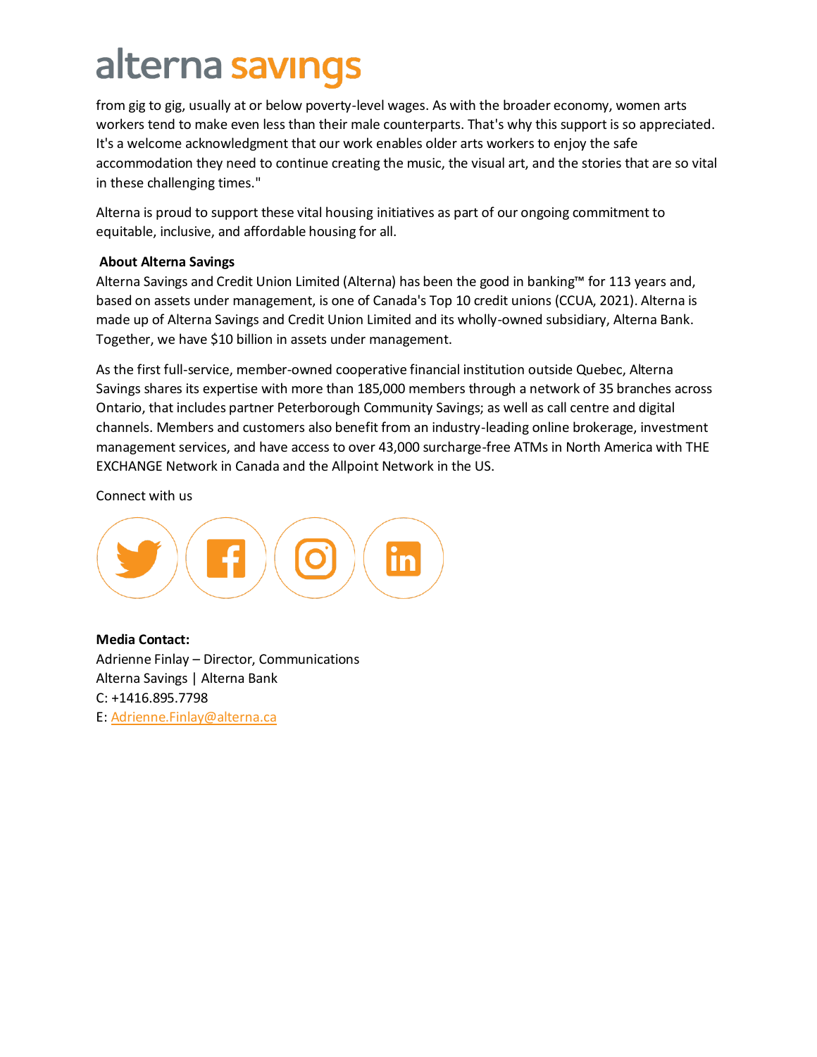from gig to gig, usually at or below poverty-level wages. As with the broader economy, women arts workers tend to make even less than their male counterparts. That's why this support is so appreciated. It's a welcome acknowledgment that our work enables older arts workers to enjoy the safe accommodation they need to continue creating the music, the visual art, and the stories that are so vital in these challenging times."

Alterna is proud to support these vital housing initiatives as part of our ongoing commitment to equitable, inclusive, and affordable housing for all.

**About Alterna Savings**

Alterna Savings and Credit Union Limited (Alterna) has been the good in banking™ for 113 years and, based on assets under management, is one of Canada's Top 10 credit unions (CCUA, 2021). Alterna is made up of Alterna Savings and Credit Union Limited and its wholly-owned subsidiary, Alterna Bank. Together, we have $10 billion in assets under management.

As the first full-service, member-owned cooperative financial institution outside Quebec, Alterna Savings shares its expertise with more than 185,000 members through a network of 35 branches across Ontario, that includes partner Peterborough Community Savings; as well as call centre and digital channels. Members and customers also benefit from an industry-leading online brokerage, investment management services, and have access to over 43,000 surcharge-free ATMs in North America with THE EXCHANGE Network in Canada and the Allpoint Network in the US.

Connect with us

**Media Contact:**
Adrienne Finlay – Director, Communications
Alterna Savings | Alterna Bank
C: +1416.895.7798
E: Adrienne.Finlay@alterna.ca